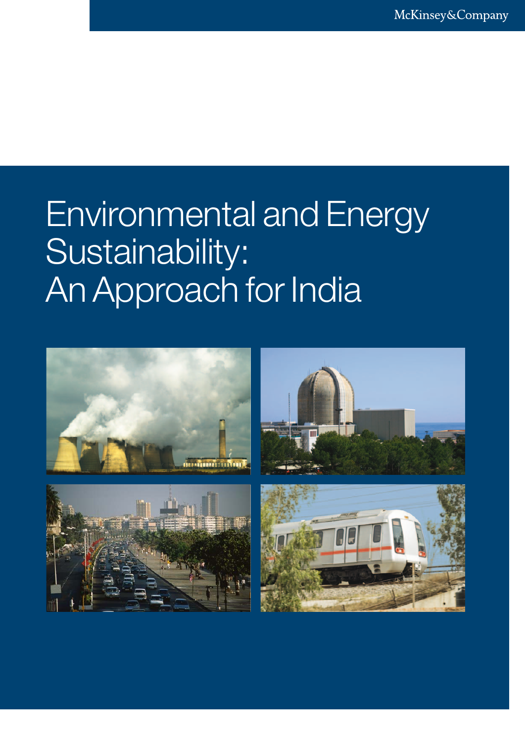McKinsey&Company

# Environmental and Energy Sustainability: An Approach for India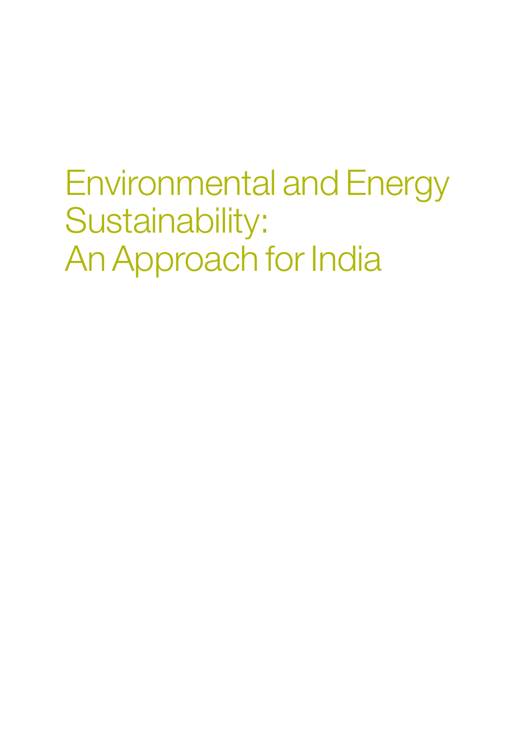# Environmental and Energy Sustainability: An Approach for India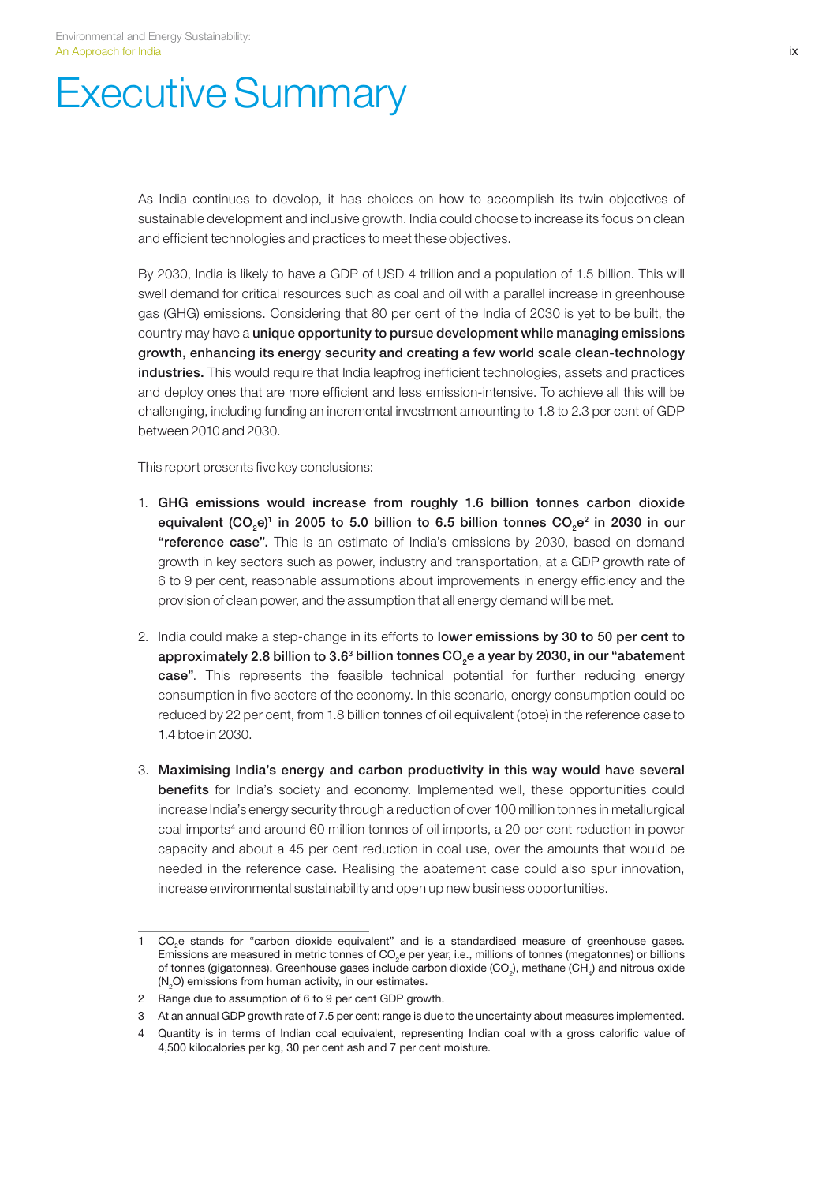# Executive Summary

As India continues to develop, it has choices on how to accomplish its twin objectives of sustainable development and inclusive growth. India could choose to increase its focus on clean and efficient technologies and practices to meet these objectives.

By 2030, India is likely to have a GDP of USD 4 trillion and a population of 1.5 billion. This will swell demand for critical resources such as coal and oil with a parallel increase in greenhouse gas (GHG) emissions. Considering that 80 per cent of the India of 2030 is yet to be built, the country may have a **unique opportunity to pursue development while managing emissions growth, enhancing its energy security and creating a few world scale clean-technology industries.** This would require that India leapfrog inefficient technologies, assets and practices and deploy ones that are more efficient and less emission-intensive. To achieve all this will be challenging, including funding an incremental investment amounting to 1.8 to 2.3 per cent of GDP between 2010 and 2030.

This report presents five key conclusions:

1. **GHG emissions would increase from roughly 1.6 billion tonnes carbon dioxide equivalent ($CO_2e$)[1] in 2005 to 5.0 billion to 6.5 billion tonnes $CO_2e$[2] in 2030 in our "reference case".** This is an estimate of India's emissions by 2030, based on demand growth in key sectors such as power, industry and transportation, at a GDP growth rate of 6 to 9 per cent, reasonable assumptions about improvements in energy efficiency and the provision of clean power, and the assumption that all energy demand will be met.

2. India could make a step-change in its efforts to **lower emissions by 30 to 50 per cent to approximately 2.8 billion to 3.6[3] billion tonnes $CO_2e$ a year by 2030, in our "abatement case"**. This represents the feasible technical potential for further reducing energy consumption in five sectors of the economy. In this scenario, energy consumption could be reduced by 22 per cent, from 1.8 billion tonnes of oil equivalent (btoe) in the reference case to 1.4 btoe in 2030.

3. **Maximising India's energy and carbon productivity in this way would have several benefits** for India's society and economy. Implemented well, these opportunities could increase India's energy security through a reduction of over 100 million tonnes in metallurgical coal imports[4] and around 60 million tonnes of oil imports, a 20 per cent reduction in power capacity and about a 45 per cent reduction in coal use, over the amounts that would be needed in the reference case. Realising the abatement case could also spur innovation, increase environmental sustainability and open up new business opportunities.

---

1 $CO_2e$ stands for "carbon dioxide equivalent" and is a standardised measure of greenhouse gases. Emissions are measured in metric tonnes of $CO_2e$ per year, i.e., millions of tonnes (megatonnes) or billions of tonnes (gigatonnes). Greenhouse gases include carbon dioxide ($CO_2$), methane ($CH_4$) and nitrous oxide ($N_2O$) emissions from human activity, in our estimates.

2 Range due to assumption of 6 to 9 per cent GDP growth.

3 At an annual GDP growth rate of 7.5 per cent; range is due to the uncertainty about measures implemented.

4 Quantity is in terms of Indian coal equivalent, representing Indian coal with a gross calorific value of 4,500 kilocalories per kg, 30 per cent ash and 7 per cent moisture.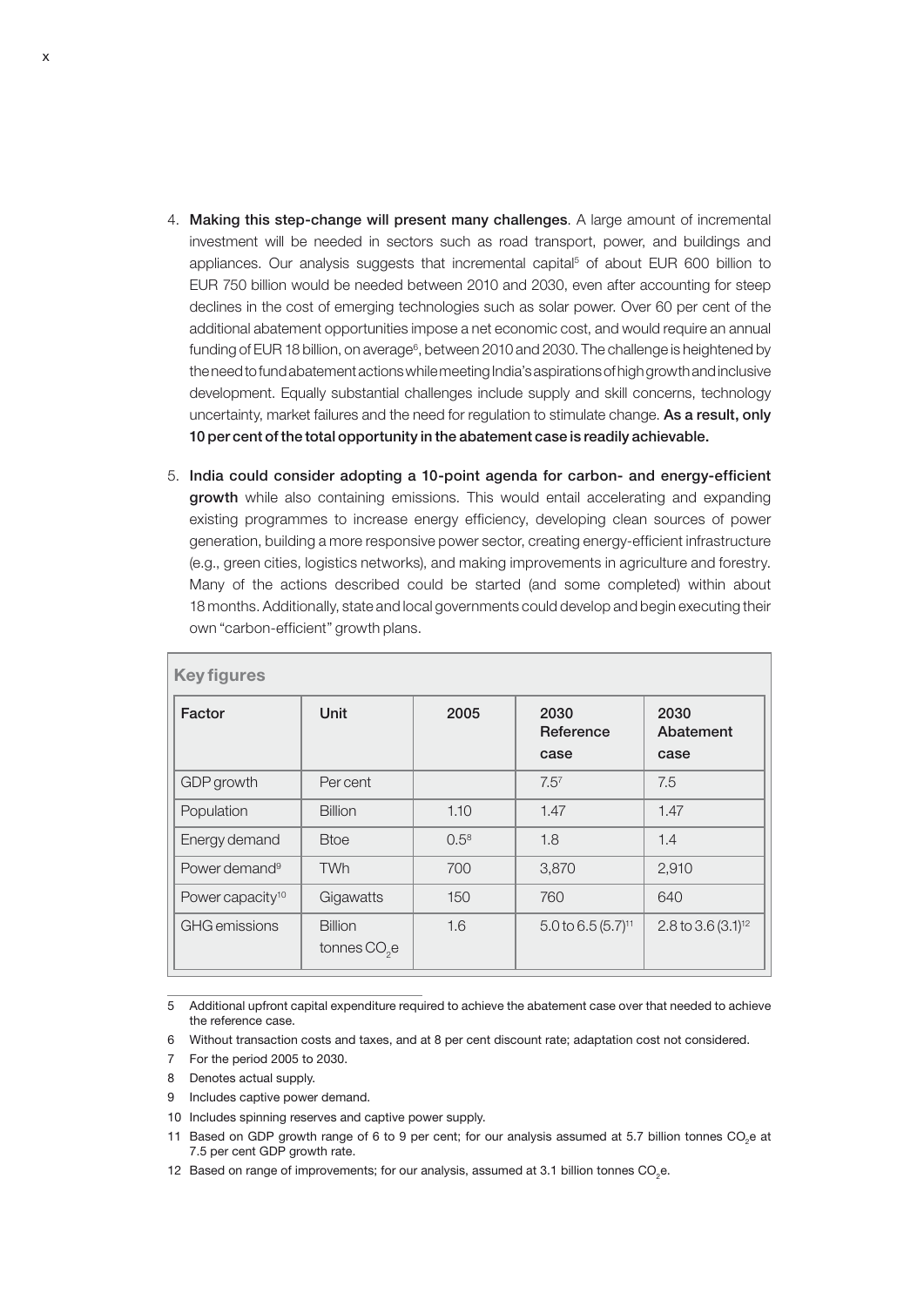4. **Making this step-change will present many challenges**. A large amount of incremental investment will be needed in sectors such as road transport, power, and buildings and appliances. Our analysis suggests that incremental capital[5] of about EUR 600 billion to EUR 750 billion would be needed between 2010 and 2030, even after accounting for steep declines in the cost of emerging technologies such as solar power. Over 60 per cent of the additional abatement opportunities impose a net economic cost, and would require an annual funding of EUR 18 billion, on average[6], between 2010 and 2030. The challenge is heightened by the need to fund abatement actions while meeting India's aspirations of high growth and inclusive development. Equally substantial challenges include supply and skill concerns, technology uncertainty, market failures and the need for regulation to stimulate change. **As a result, only 10 per cent of the total opportunity in the abatement case is readily achievable.**

5. **India could consider adopting a 10-point agenda for carbon- and energy-efficient growth** while also containing emissions. This would entail accelerating and expanding existing programmes to increase energy efficiency, developing clean sources of power generation, building a more responsive power sector, creating energy-efficient infrastructure (e.g., green cities, logistics networks), and making improvements in agriculture and forestry. Many of the actions described could be started (and some completed) within about 18 months. Additionally, state and local governments could develop and begin executing their own "carbon-efficient" growth plans.

**Key figures**

| Factor | Unit | 2005 | 2030 Reference case | 2030 Abatement case |
|---|---|---|---|---|
| GDP growth | Per cent | | 7.5[7] | 7.5 |
| Population | Billion | 1.10 | 1.47 | 1.47 |
| Energy demand | Btoe | 0.5[8] | 1.8 | 1.4 |
| Power demand[9] | TWh | 700 | 3,870 | 2,910 |
| Power capacity[10] | Gigawatts | 150 | 760 | 640 |
| GHG emissions | Billion tonnes $CO_2$e | 1.6 | 5.0 to 6.5 (5.7)[11] | 2.8 to 3.6 (3.1)[12] |

5 Additional upfront capital expenditure required to achieve the abatement case over that needed to achieve the reference case.

6 Without transaction costs and taxes, and at 8 per cent discount rate; adaptation cost not considered.

7 For the period 2005 to 2030.

8 Denotes actual supply.

9 Includes captive power demand.

10 Includes spinning reserves and captive power supply.

11 Based on GDP growth range of 6 to 9 per cent; for our analysis assumed at 5.7 billion tonnes $CO_2$e at 7.5 per cent GDP growth rate.

12 Based on range of improvements; for our analysis, assumed at 3.1 billion tonnes $CO_2$e.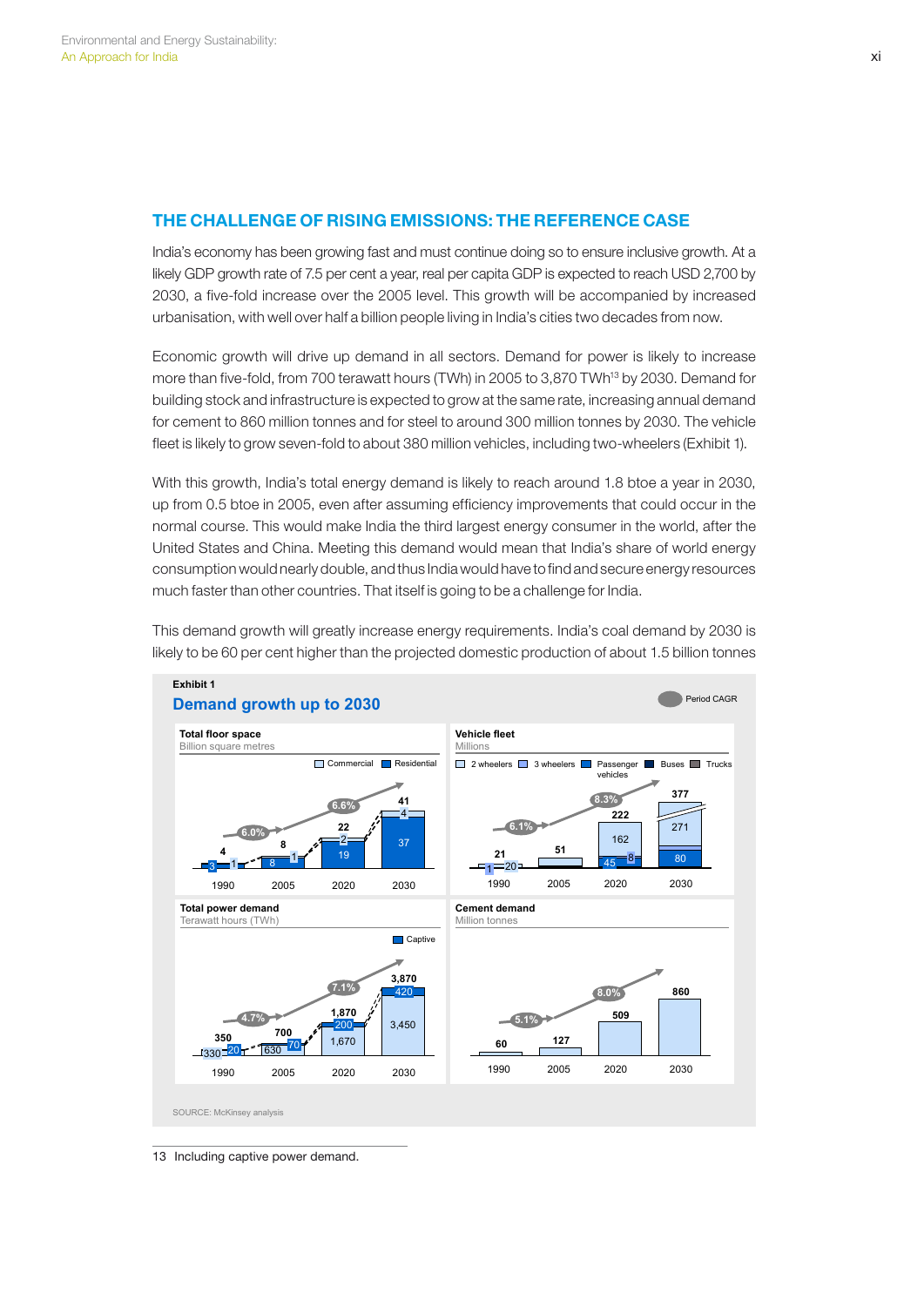## THE CHALLENGE OF RISING EMISSIONS: THE REFERENCE CASE

India's economy has been growing fast and must continue doing so to ensure inclusive growth. At a likely GDP growth rate of 7.5 per cent a year, real per capita GDP is expected to reach USD 2,700 by 2030, a five-fold increase over the 2005 level. This growth will be accompanied by increased urbanisation, with well over half a billion people living in India's cities two decades from now.

Economic growth will drive up demand in all sectors. Demand for power is likely to increase more than five-fold, from 700 terawatt hours (TWh) in 2005 to 3,870 TWh[13] by 2030. Demand for building stock and infrastructure is expected to grow at the same rate, increasing annual demand for cement to 860 million tonnes and for steel to around 300 million tonnes by 2030. The vehicle fleet is likely to grow seven-fold to about 380 million vehicles, including two-wheelers (Exhibit 1).

With this growth, India's total energy demand is likely to reach around 1.8 btoe a year in 2030, up from 0.5 btoe in 2005, even after assuming efficiency improvements that could occur in the normal course. This would make India the third largest energy consumer in the world, after the United States and China. Meeting this demand would mean that India's share of world energy consumption would nearly double, and thus India would have to find and secure energy resources much faster than other countries. That itself is going to be a challenge for India.

This demand growth will greatly increase energy requirements. India's coal demand by 2030 is likely to be 60 per cent higher than the projected domestic production of about 1.5 billion tonnes

**Exhibit 1**

### Demand growth up to 2030

Period CAGR

**Total floor space** (Billion square metres)

| | 1990 | 2005 | 2020 | 2030 |
|---|---|---|---|---|
| Commercial | 1 | 1 | 2 | 4 |
| Residential | 3 | 8 | 19 | 37 |
| Total | 4 | 8 | 22 | 41 |

Period CAGR: 6.0% (1990–2005), 6.6% (2005–2030)

**Vehicle fleet** (Millions)

| | 1990 | 2005 | 2020 | 2030 |
|---|---|---|---|---|
| 2 wheelers | 20 | | 162 | 271 |
| Passenger vehicles | 1 | | 45 | 80 |
| Buses | | | 8 | |
| Total | 21 | 51 | 222 | 377 |

Categories: 2 wheelers, 3 wheelers, Passenger vehicles, Buses, Trucks

Period CAGR: 6.1% (1990–2005), 8.3% (2005–2030)

**Total power demand** (Terawatt hours (TWh))

| | 1990 | 2005 | 2020 | 2030 |
|---|---|---|---|---|
| Captive | 20 | 70 | 200 | 420 |
| Other | 330 | 630 | 1,670 | 3,450 |
| Total | 350 | 700 | 1,870 | 3,870 |

Period CAGR: 4.7% (1990–2005), 7.1% (2005–2030)

**Cement demand** (Million tonnes)

| 1990 | 2005 | 2020 | 2030 |
|---|---|---|---|
| 60 | 127 | 509 | 860 |

Period CAGR: 5.1% (1990–2005), 8.0% (2005–2030)

SOURCE: McKinsey analysis

13 Including captive power demand.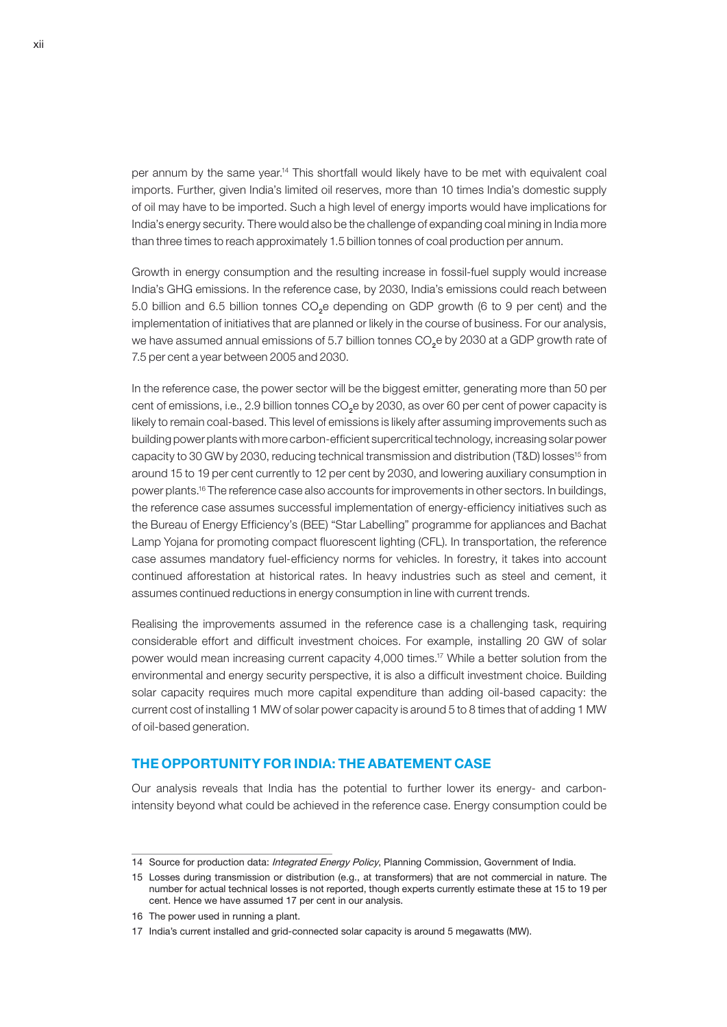per annum by the same year.[14] This shortfall would likely have to be met with equivalent coal imports. Further, given India's limited oil reserves, more than 10 times India's domestic supply of oil may have to be imported. Such a high level of energy imports would have implications for India's energy security. There would also be the challenge of expanding coal mining in India more than three times to reach approximately 1.5 billion tonnes of coal production per annum.

Growth in energy consumption and the resulting increase in fossil-fuel supply would increase India's GHG emissions. In the reference case, by 2030, India's emissions could reach between 5.0 billion and 6.5 billion tonnes $CO_2e$ depending on GDP growth (6 to 9 per cent) and the implementation of initiatives that are planned or likely in the course of business. For our analysis, we have assumed annual emissions of 5.7 billion tonnes $CO_2e$ by 2030 at a GDP growth rate of 7.5 per cent a year between 2005 and 2030.

In the reference case, the power sector will be the biggest emitter, generating more than 50 per cent of emissions, i.e., 2.9 billion tonnes $CO_2e$ by 2030, as over 60 per cent of power capacity is likely to remain coal-based. This level of emissions is likely after assuming improvements such as building power plants with more carbon-efficient supercritical technology, increasing solar power capacity to 30 GW by 2030, reducing technical transmission and distribution (T&D) losses[15] from around 15 to 19 per cent currently to 12 per cent by 2030, and lowering auxiliary consumption in power plants.[16] The reference case also accounts for improvements in other sectors. In buildings, the reference case assumes successful implementation of energy-efficiency initiatives such as the Bureau of Energy Efficiency's (BEE) "Star Labelling" programme for appliances and Bachat Lamp Yojana for promoting compact fluorescent lighting (CFL). In transportation, the reference case assumes mandatory fuel-efficiency norms for vehicles. In forestry, it takes into account continued afforestation at historical rates. In heavy industries such as steel and cement, it assumes continued reductions in energy consumption in line with current trends.

Realising the improvements assumed in the reference case is a challenging task, requiring considerable effort and difficult investment choices. For example, installing 20 GW of solar power would mean increasing current capacity 4,000 times.[17] While a better solution from the environmental and energy security perspective, it is also a difficult investment choice. Building solar capacity requires much more capital expenditure than adding oil-based capacity: the current cost of installing 1 MW of solar power capacity is around 5 to 8 times that of adding 1 MW of oil-based generation.

## THE OPPORTUNITY FOR INDIA: THE ABATEMENT CASE

Our analysis reveals that India has the potential to further lower its energy- and carbon-intensity beyond what could be achieved in the reference case. Energy consumption could be

---

14 Source for production data: *Integrated Energy Policy*, Planning Commission, Government of India.

15 Losses during transmission or distribution (e.g., at transformers) that are not commercial in nature. The number for actual technical losses is not reported, though experts currently estimate these at 15 to 19 per cent. Hence we have assumed 17 per cent in our analysis.

16 The power used in running a plant.

17 India's current installed and grid-connected solar capacity is around 5 megawatts (MW).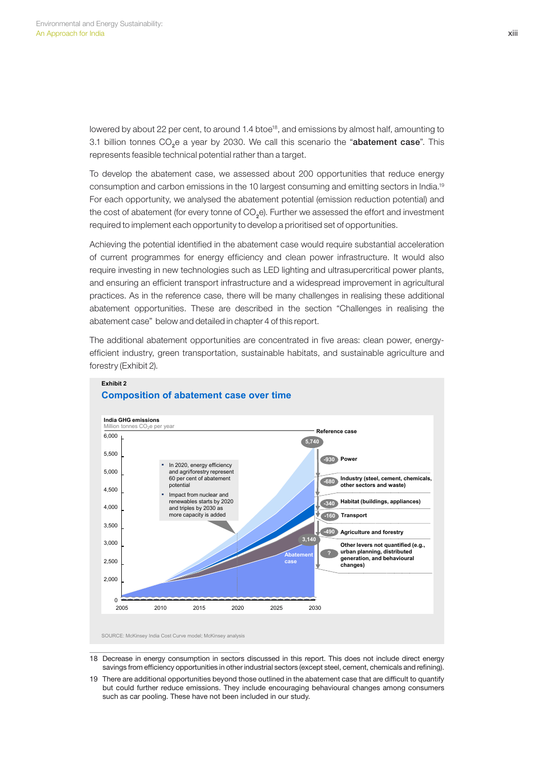lowered by about 22 per cent, to around 1.4 btoe[18], and emissions by almost half, amounting to 3.1 billion tonnes $CO_2e$ a year by 2030. We call this scenario the "**abatement case**". This represents feasible technical potential rather than a target.

To develop the abatement case, we assessed about 200 opportunities that reduce energy consumption and carbon emissions in the 10 largest consuming and emitting sectors in India.[19] For each opportunity, we analysed the abatement potential (emission reduction potential) and the cost of abatement (for every tonne of $CO_2e$). Further we assessed the effort and investment required to implement each opportunity to develop a prioritised set of opportunities.

Achieving the potential identified in the abatement case would require substantial acceleration of current programmes for energy efficiency and clean power infrastructure. It would also require investing in new technologies such as LED lighting and ultrasupercritical power plants, and ensuring an efficient transport infrastructure and a widespread improvement in agricultural practices. As in the reference case, there will be many challenges in realising these additional abatement opportunities. These are described in the section "Challenges in realising the abatement case" below and detailed in chapter 4 of this report.

The additional abatement opportunities are concentrated in five areas: clean power, energy-efficient industry, green transportation, sustainable habitats, and sustainable agriculture and forestry (Exhibit 2).

**Exhibit 2**

## Composition of abatement case over time

**India GHG emissions**
Million tonnes $CO_2e$ per year

- In 2020, energy efficiency and agri/forestry represent 60 per cent of abatement potential
- Impact from nuclear and renewables starts by 2020 and triples by 2030 as more capacity is added

Reference case: 5,740 (2030)

| Lever | Abatement (2030) |
|---|---|
| Power | -930 |
| Industry (steel, cement, chemicals, other sectors and waste) | -680 |
| Habitat (buildings, appliances) | -340 |
| Transport | -160 |
| Agriculture and forestry | -490 |
| Other levers not quantified (e.g., urban planning, distributed generation, and behavioural changes) | ? |

Abatement case: 3,140 (2030)

Y-axis: 0, 2,000, 2,500, 3,000, 3,500, 4,000, 4,500, 5,000, 5,500, 6,000
X-axis: 2005, 2010, 2015, 2020, 2025, 2030

SOURCE: McKinsey India Cost Curve model; McKinsey analysis

---

18 Decrease in energy consumption in sectors discussed in this report. This does not include direct energy savings from efficiency opportunities in other industrial sectors (except steel, cement, chemicals and refining).

19 There are additional opportunities beyond those outlined in the abatement case that are difficult to quantify but could further reduce emissions. They include encouraging behavioural changes among consumers such as car pooling. These have not been included in our study.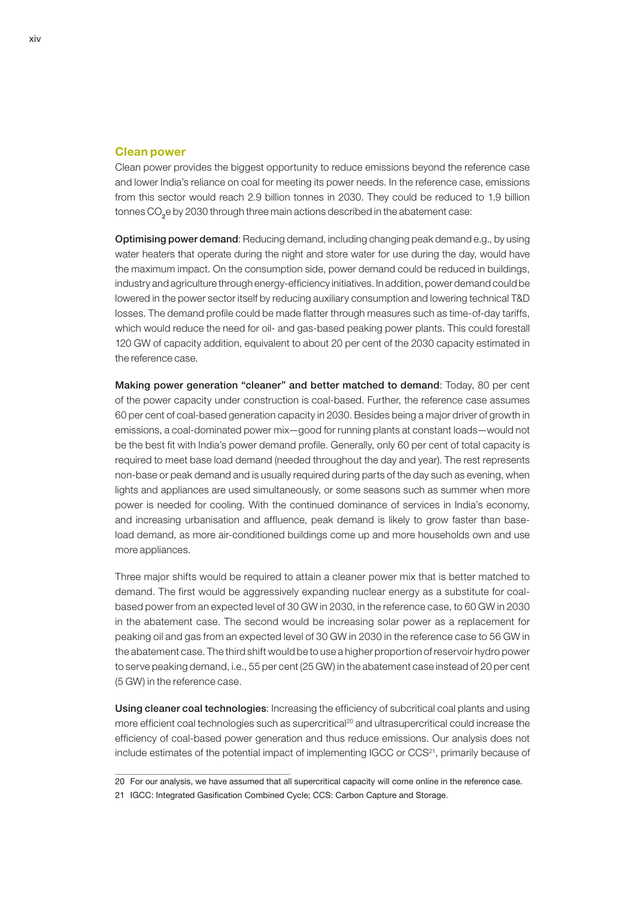## Clean power

Clean power provides the biggest opportunity to reduce emissions beyond the reference case and lower India's reliance on coal for meeting its power needs. In the reference case, emissions from this sector would reach 2.9 billion tonnes in 2030. They could be reduced to 1.9 billion tonnes $CO_2e$ by 2030 through three main actions described in the abatement case:

**Optimising power demand**: Reducing demand, including changing peak demand e.g., by using water heaters that operate during the night and store water for use during the day, would have the maximum impact. On the consumption side, power demand could be reduced in buildings, industry and agriculture through energy-efficiency initiatives. In addition, power demand could be lowered in the power sector itself by reducing auxiliary consumption and lowering technical T&D losses. The demand profile could be made flatter through measures such as time-of-day tariffs, which would reduce the need for oil- and gas-based peaking power plants. This could forestall 120 GW of capacity addition, equivalent to about 20 per cent of the 2030 capacity estimated in the reference case.

**Making power generation "cleaner" and better matched to demand**: Today, 80 per cent of the power capacity under construction is coal-based. Further, the reference case assumes 60 per cent of coal-based generation capacity in 2030. Besides being a major driver of growth in emissions, a coal-dominated power mix—good for running plants at constant loads—would not be the best fit with India's power demand profile. Generally, only 60 per cent of total capacity is required to meet base load demand (needed throughout the day and year). The rest represents non-base or peak demand and is usually required during parts of the day such as evening, when lights and appliances are used simultaneously, or some seasons such as summer when more power is needed for cooling. With the continued dominance of services in India's economy, and increasing urbanisation and affluence, peak demand is likely to grow faster than base-load demand, as more air-conditioned buildings come up and more households own and use more appliances.

Three major shifts would be required to attain a cleaner power mix that is better matched to demand. The first would be aggressively expanding nuclear energy as a substitute for coal-based power from an expected level of 30 GW in 2030, in the reference case, to 60 GW in 2030 in the abatement case. The second would be increasing solar power as a replacement for peaking oil and gas from an expected level of 30 GW in 2030 in the reference case to 56 GW in the abatement case. The third shift would be to use a higher proportion of reservoir hydro power to serve peaking demand, i.e., 55 per cent (25 GW) in the abatement case instead of 20 per cent (5 GW) in the reference case.

**Using cleaner coal technologies**: Increasing the efficiency of subcritical coal plants and using more efficient coal technologies such as supercritical[20] and ultrasupercritical could increase the efficiency of coal-based power generation and thus reduce emissions. Our analysis does not include estimates of the potential impact of implementing IGCC or CCS[21], primarily because of

---

20 For our analysis, we have assumed that all supercritical capacity will come online in the reference case.

21 IGCC: Integrated Gasification Combined Cycle; CCS: Carbon Capture and Storage.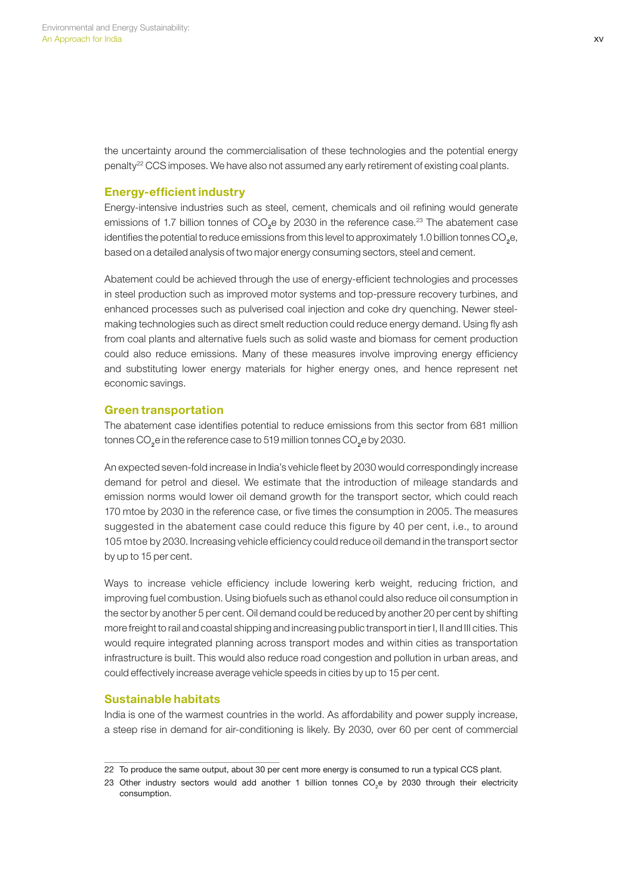the uncertainty around the commercialisation of these technologies and the potential energy penalty[22] CCS imposes. We have also not assumed any early retirement of existing coal plants.

### Energy-efficient industry

Energy-intensive industries such as steel, cement, chemicals and oil refining would generate emissions of 1.7 billion tonnes of $CO_2$e by 2030 in the reference case.[23] The abatement case identifies the potential to reduce emissions from this level to approximately 1.0 billion tonnes $CO_2$e, based on a detailed analysis of two major energy consuming sectors, steel and cement.

Abatement could be achieved through the use of energy-efficient technologies and processes in steel production such as improved motor systems and top-pressure recovery turbines, and enhanced processes such as pulverised coal injection and coke dry quenching. Newer steel-making technologies such as direct smelt reduction could reduce energy demand. Using fly ash from coal plants and alternative fuels such as solid waste and biomass for cement production could also reduce emissions. Many of these measures involve improving energy efficiency and substituting lower energy materials for higher energy ones, and hence represent net economic savings.

### Green transportation

The abatement case identifies potential to reduce emissions from this sector from 681 million tonnes $CO_2$e in the reference case to 519 million tonnes $CO_2$e by 2030.

An expected seven-fold increase in India's vehicle fleet by 2030 would correspondingly increase demand for petrol and diesel. We estimate that the introduction of mileage standards and emission norms would lower oil demand growth for the transport sector, which could reach 170 mtoe by 2030 in the reference case, or five times the consumption in 2005. The measures suggested in the abatement case could reduce this figure by 40 per cent, i.e., to around 105 mtoe by 2030. Increasing vehicle efficiency could reduce oil demand in the transport sector by up to 15 per cent.

Ways to increase vehicle efficiency include lowering kerb weight, reducing friction, and improving fuel combustion. Using biofuels such as ethanol could also reduce oil consumption in the sector by another 5 per cent. Oil demand could be reduced by another 20 per cent by shifting more freight to rail and coastal shipping and increasing public transport in tier I, II and III cities. This would require integrated planning across transport modes and within cities as transportation infrastructure is built. This would also reduce road congestion and pollution in urban areas, and could effectively increase average vehicle speeds in cities by up to 15 per cent.

### Sustainable habitats

India is one of the warmest countries in the world. As affordability and power supply increase, a steep rise in demand for air-conditioning is likely. By 2030, over 60 per cent of commercial

---

22 To produce the same output, about 30 per cent more energy is consumed to run a typical CCS plant.

23 Other industry sectors would add another 1 billion tonnes $CO_2$e by 2030 through their electricity consumption.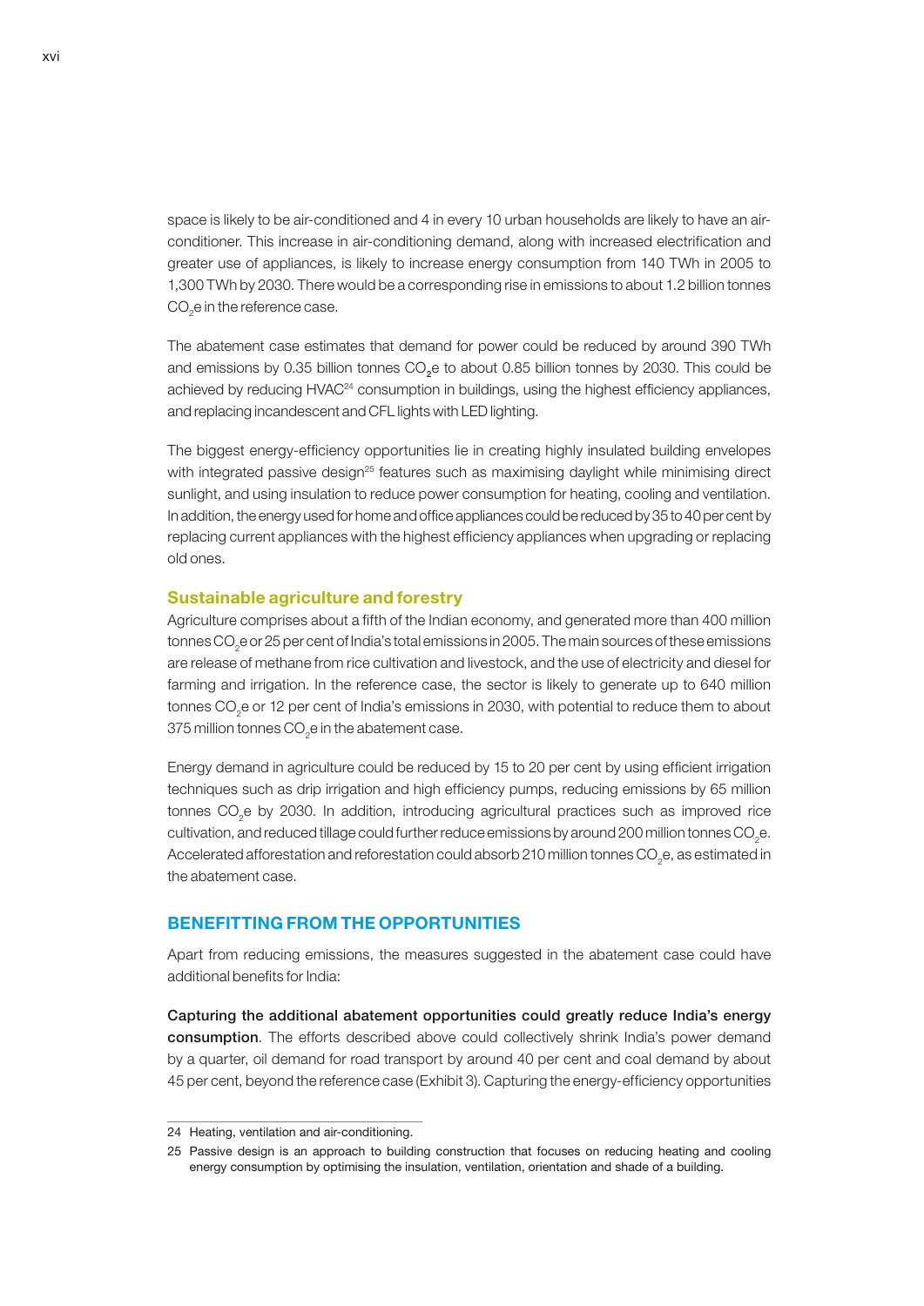space is likely to be air-conditioned and 4 in every 10 urban households are likely to have an air-conditioner. This increase in air-conditioning demand, along with increased electrification and greater use of appliances, is likely to increase energy consumption from 140 TWh in 2005 to 1,300 TWh by 2030. There would be a corresponding rise in emissions to about 1.2 billion tonnes $CO_2e$ in the reference case.

The abatement case estimates that demand for power could be reduced by around 390 TWh and emissions by 0.35 billion tonnes $CO_2e$ to about 0.85 billion tonnes by 2030. This could be achieved by reducing HVAC[24] consumption in buildings, using the highest efficiency appliances, and replacing incandescent and CFL lights with LED lighting.

The biggest energy-efficiency opportunities lie in creating highly insulated building envelopes with integrated passive design[25] features such as maximising daylight while minimising direct sunlight, and using insulation to reduce power consumption for heating, cooling and ventilation. In addition, the energy used for home and office appliances could be reduced by 35 to 40 per cent by replacing current appliances with the highest efficiency appliances when upgrading or replacing old ones.

### Sustainable agriculture and forestry

Agriculture comprises about a fifth of the Indian economy, and generated more than 400 million tonnes $CO_2e$ or 25 per cent of India's total emissions in 2005. The main sources of these emissions are release of methane from rice cultivation and livestock, and the use of electricity and diesel for farming and irrigation. In the reference case, the sector is likely to generate up to 640 million tonnes $CO_2e$ or 12 per cent of India's emissions in 2030, with potential to reduce them to about 375 million tonnes $CO_2e$ in the abatement case.

Energy demand in agriculture could be reduced by 15 to 20 per cent by using efficient irrigation techniques such as drip irrigation and high efficiency pumps, reducing emissions by 65 million tonnes $CO_2e$ by 2030. In addition, introducing agricultural practices such as improved rice cultivation, and reduced tillage could further reduce emissions by around 200 million tonnes $CO_2e$. Accelerated afforestation and reforestation could absorb 210 million tonnes $CO_2e$, as estimated in the abatement case.

## BENEFITTING FROM THE OPPORTUNITIES

Apart from reducing emissions, the measures suggested in the abatement case could have additional benefits for India:

**Capturing the additional abatement opportunities could greatly reduce India's energy consumption**. The efforts described above could collectively shrink India's power demand by a quarter, oil demand for road transport by around 40 per cent and coal demand by about 45 per cent, beyond the reference case (Exhibit 3). Capturing the energy-efficiency opportunities

---

24 Heating, ventilation and air-conditioning.

25 Passive design is an approach to building construction that focuses on reducing heating and cooling energy consumption by optimising the insulation, ventilation, orientation and shade of a building.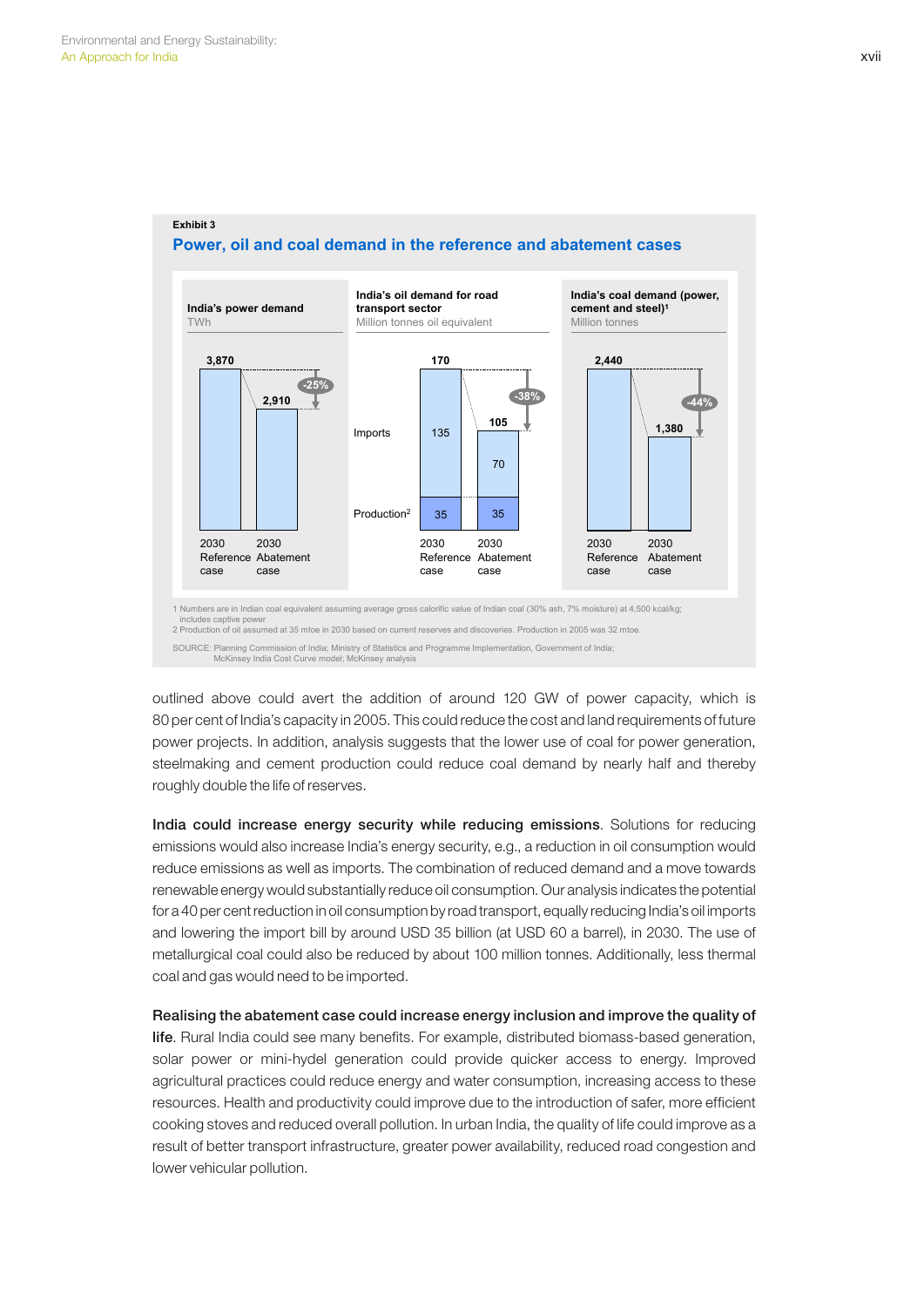Exhibit 3

**Power, oil and coal demand in the reference and abatement cases**

**India's power demand**
TWh

| | 2030 Reference case | 2030 Abatement case |
|---|---|---|
| Power demand | 3,870 | 2,910 |

-25%

**India's oil demand for road transport sector**
Million tonnes oil equivalent

| | 2030 Reference case | 2030 Abatement case |
|---|---|---|
| Imports | 135 | 70 |
| Production[2] | 35 | 35 |
| Total | 170 | 105 |

-38%

**India's coal demand (power, cement and steel)[1]**
Million tonnes

| | 2030 Reference case | 2030 Abatement case |
|---|---|---|
| Coal demand | 2,440 | 1,380 |

-44%

1 Numbers are in Indian coal equivalent assuming average gross calorific value of Indian coal (30% ash, 7% moisture) at 4,500 kcal/kg; includes captive power
2 Production of oil assumed at 35 mtoe in 2030 based on current reserves and discoveries. Production in 2005 was 32 mtoe.

SOURCE: Planning Commission of India; Ministry of Statistics and Programme Implementation, Government of India; McKinsey India Cost Curve model; McKinsey analysis

outlined above could avert the addition of around 120 GW of power capacity, which is 80 per cent of India's capacity in 2005. This could reduce the cost and land requirements of future power projects. In addition, analysis suggests that the lower use of coal for power generation, steelmaking and cement production could reduce coal demand by nearly half and thereby roughly double the life of reserves.

**India could increase energy security while reducing emissions**. Solutions for reducing emissions would also increase India's energy security, e.g., a reduction in oil consumption would reduce emissions as well as imports. The combination of reduced demand and a move towards renewable energy would substantially reduce oil consumption. Our analysis indicates the potential for a 40 per cent reduction in oil consumption by road transport, equally reducing India's oil imports and lowering the import bill by around USD 35 billion (at USD 60 a barrel), in 2030. The use of metallurgical coal could also be reduced by about 100 million tonnes. Additionally, less thermal coal and gas would need to be imported.

**Realising the abatement case could increase energy inclusion and improve the quality of life**. Rural India could see many benefits. For example, distributed biomass-based generation, solar power or mini-hydel generation could provide quicker access to energy. Improved agricultural practices could reduce energy and water consumption, increasing access to these resources. Health and productivity could improve due to the introduction of safer, more efficient cooking stoves and reduced overall pollution. In urban India, the quality of life could improve as a result of better transport infrastructure, greater power availability, reduced road congestion and lower vehicular pollution.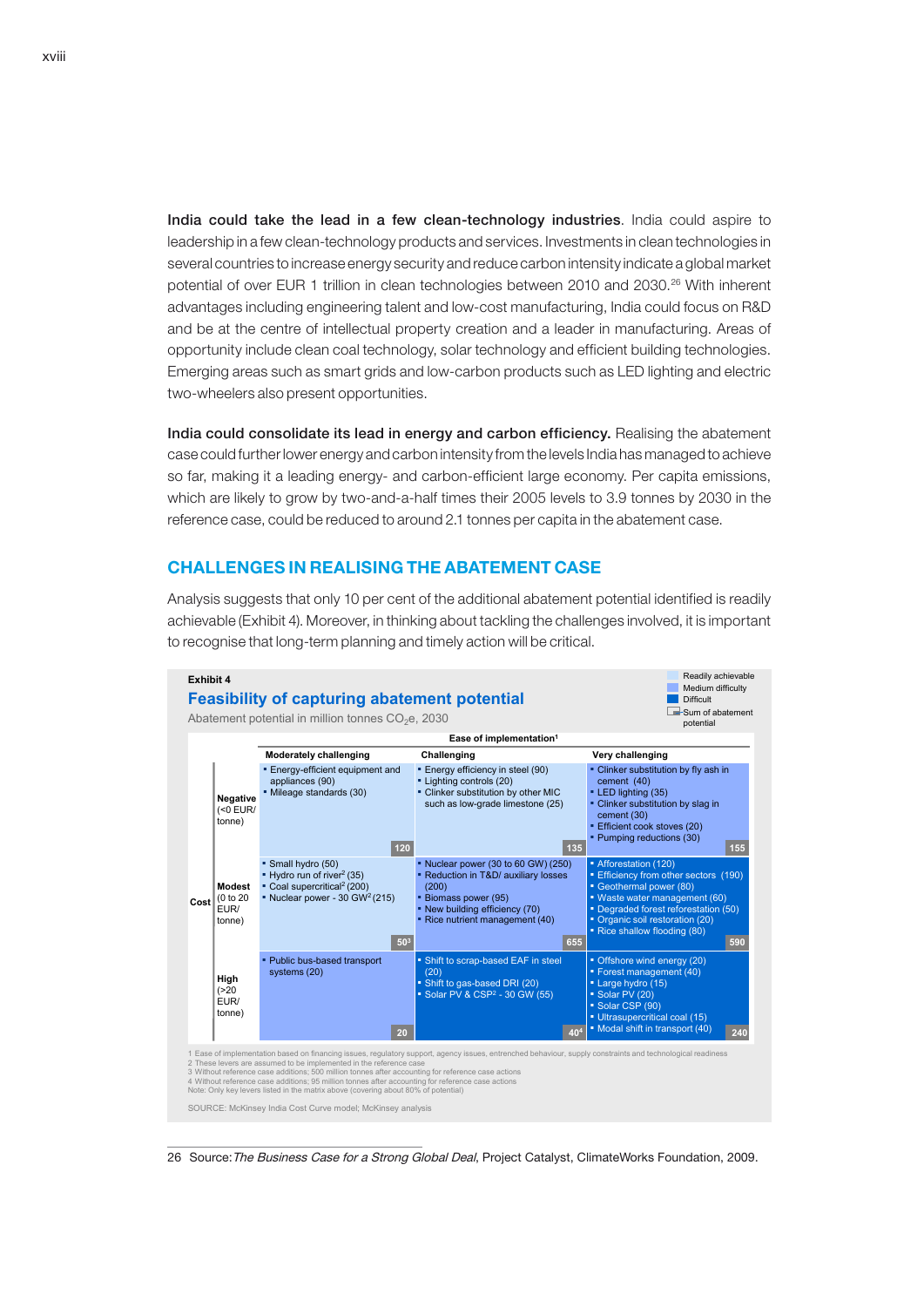**India could take the lead in a few clean-technology industries**. India could aspire to leadership in a few clean-technology products and services. Investments in clean technologies in several countries to increase energy security and reduce carbon intensity indicate a global market potential of over EUR 1 trillion in clean technologies between 2010 and 2030.[26] With inherent advantages including engineering talent and low-cost manufacturing, India could focus on R&D and be at the centre of intellectual property creation and a leader in manufacturing. Areas of opportunity include clean coal technology, solar technology and efficient building technologies. Emerging areas such as smart grids and low-carbon products such as LED lighting and electric two-wheelers also present opportunities.

**India could consolidate its lead in energy and carbon efficiency.** Realising the abatement case could further lower energy and carbon intensity from the levels India has managed to achieve so far, making it a leading energy- and carbon-efficient large economy. Per capita emissions, which are likely to grow by two-and-a-half times their 2005 levels to 3.9 tonnes by 2030 in the reference case, could be reduced to around 2.1 tonnes per capita in the abatement case.

## CHALLENGES IN REALISING THE ABATEMENT CASE

Analysis suggests that only 10 per cent of the additional abatement potential identified is readily achievable (Exhibit 4). Moreover, in thinking about tackling the challenges involved, it is important to recognise that long-term planning and timely action will be critical.

**Exhibit 4**

### Feasibility of capturing abatement potential

Abatement potential in million tonnes $CO_2e$, 2030

Legend: Readily achievable; Medium difficulty; Difficult; Sum of abatement potential

| Cost | Ease of implementation[1]: Moderately challenging | Challenging | Very challenging |
|---|---|---|---|
| **Negative** (<0 EUR/ tonne) | ▪ Energy-efficient equipment and appliances (90)<br>▪ Mileage standards (30)<br>**120** | ▪ Energy efficiency in steel (90)<br>▪ Lighting controls (20)<br>▪ Clinker substitution by other MIC such as low-grade limestone (25)<br>**135** | ▪ Clinker substitution by fly ash in cement (40)<br>▪ LED lighting (35)<br>▪ Clinker substitution by slag in cement (30)<br>▪ Efficient cook stoves (20)<br>▪ Pumping reductions (30)<br>**155** |
| **Modest** (0 to 20 EUR/ tonne) | ▪ Small hydro (50)<br>▪ Hydro run of river[2] (35)<br>▪ Coal supercritical[2] (200)<br>▪ Nuclear power - 30 GW[2] (215)<br>**50[3]** | ▪ Nuclear power (30 to 60 GW) (250)<br>▪ Reduction in T&D/ auxiliary losses (200)<br>▪ Biomass power (95)<br>▪ New building efficiency (70)<br>▪ Rice nutrient management (40)<br>**655** | ▪ Afforestation (120)<br>▪ Efficiency from other sectors (190)<br>▪ Geothermal power (80)<br>▪ Waste water management (60)<br>▪ Degraded forest reforestation (50)<br>▪ Organic soil restoration (20)<br>▪ Rice shallow flooding (80)<br>**590** |
| **High** (>20 EUR/ tonne) | ▪ Public bus-based transport systems (20)<br>**20** | ▪ Shift to scrap-based EAF in steel (20)<br>▪ Shift to gas-based DRI (20)<br>▪ Solar PV & CSP[2] - 30 GW (55)<br>**40[4]** | ▪ Offshore wind energy (20)<br>▪ Forest management (40)<br>▪ Large hydro (15)<br>▪ Solar PV (20)<br>▪ Solar CSP (90)<br>▪ Ultrasupercritical coal (15)<br>▪ Modal shift in transport (40)<br>**240** |

1 Ease of implementation based on financing issues, regulatory support, agency issues, entrenched behaviour, supply constraints and technological readiness
2 These levers are assumed to be implemented in the reference case
3 Without reference case additions; 500 million tonnes after accounting for reference case actions
4 Without reference case additions; 95 million tonnes after accounting for reference case actions
Note: Only key levers listed in the matrix above (covering about 80% of potential)

SOURCE: McKinsey India Cost Curve model; McKinsey analysis

---

26 Source: *The Business Case for a Strong Global Deal*, Project Catalyst, ClimateWorks Foundation, 2009.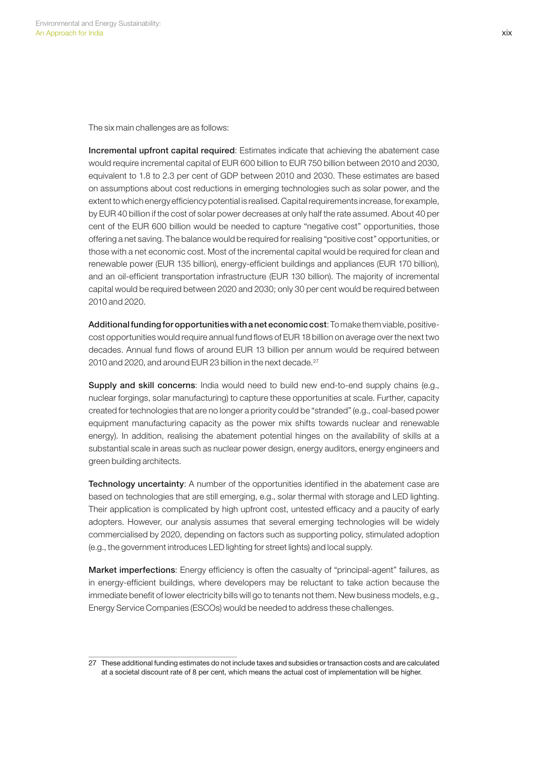The six main challenges are as follows:

**Incremental upfront capital required**: Estimates indicate that achieving the abatement case would require incremental capital of EUR 600 billion to EUR 750 billion between 2010 and 2030, equivalent to 1.8 to 2.3 per cent of GDP between 2010 and 2030. These estimates are based on assumptions about cost reductions in emerging technologies such as solar power, and the extent to which energy efficiency potential is realised. Capital requirements increase, for example, by EUR 40 billion if the cost of solar power decreases at only half the rate assumed. About 40 per cent of the EUR 600 billion would be needed to capture "negative cost" opportunities, those offering a net saving. The balance would be required for realising "positive cost" opportunities, or those with a net economic cost. Most of the incremental capital would be required for clean and renewable power (EUR 135 billion), energy-efficient buildings and appliances (EUR 170 billion), and an oil-efficient transportation infrastructure (EUR 130 billion). The majority of incremental capital would be required between 2020 and 2030; only 30 per cent would be required between 2010 and 2020.

**Additional funding for opportunities with a net economic cost**: To make them viable, positive-cost opportunities would require annual fund flows of EUR 18 billion on average over the next two decades. Annual fund flows of around EUR 13 billion per annum would be required between 2010 and 2020, and around EUR 23 billion in the next decade.[27]

**Supply and skill concerns**: India would need to build new end-to-end supply chains (e.g., nuclear forgings, solar manufacturing) to capture these opportunities at scale. Further, capacity created for technologies that are no longer a priority could be "stranded" (e.g., coal-based power equipment manufacturing capacity as the power mix shifts towards nuclear and renewable energy). In addition, realising the abatement potential hinges on the availability of skills at a substantial scale in areas such as nuclear power design, energy auditors, energy engineers and green building architects.

**Technology uncertainty**: A number of the opportunities identified in the abatement case are based on technologies that are still emerging, e.g., solar thermal with storage and LED lighting. Their application is complicated by high upfront cost, untested efficacy and a paucity of early adopters. However, our analysis assumes that several emerging technologies will be widely commercialised by 2020, depending on factors such as supporting policy, stimulated adoption (e.g., the government introduces LED lighting for street lights) and local supply.

**Market imperfections**: Energy efficiency is often the casualty of "principal-agent" failures, as in energy-efficient buildings, where developers may be reluctant to take action because the immediate benefit of lower electricity bills will go to tenants not them. New business models, e.g., Energy Service Companies (ESCOs) would be needed to address these challenges.

---

27 These additional funding estimates do not include taxes and subsidies or transaction costs and are calculated at a societal discount rate of 8 per cent, which means the actual cost of implementation will be higher.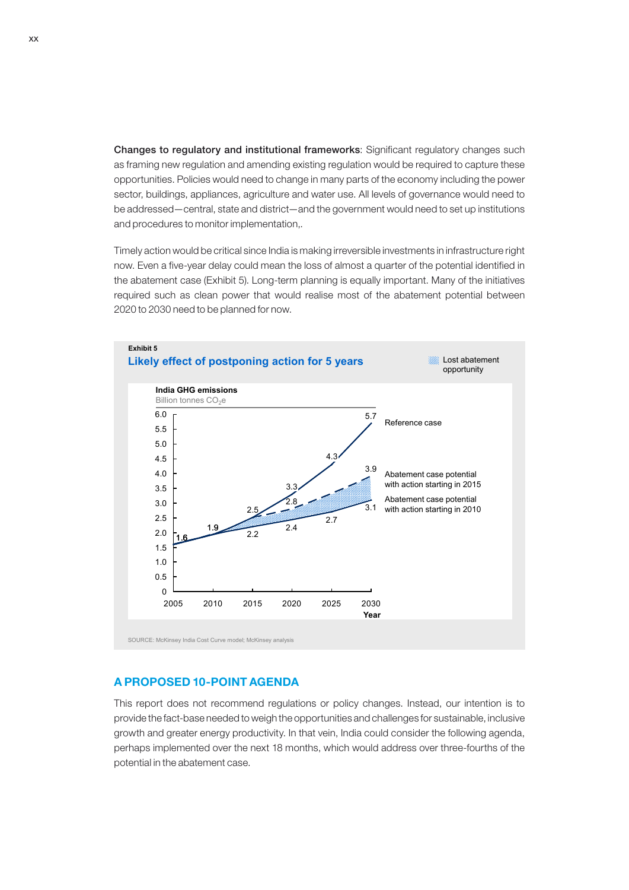**Changes to regulatory and institutional frameworks**: Significant regulatory changes such as framing new regulation and amending existing regulation would be required to capture these opportunities. Policies would need to change in many parts of the economy including the power sector, buildings, appliances, agriculture and water use. All levels of governance would need to be addressed—central, state and district—and the government would need to set up institutions and procedures to monitor implementation,.

Timely action would be critical since India is making irreversible investments in infrastructure right now. Even a five-year delay could mean the loss of almost a quarter of the potential identified in the abatement case (Exhibit 5). Long-term planning is equally important. Many of the initiatives required such as clean power that would realise most of the abatement potential between 2020 to 2030 need to be planned for now.

**Exhibit 5**

**Likely effect of postponing action for 5 years**

Lost abatement opportunity

**India GHG emissions**
Billion tonnes $CO_2e$

| Year | Reference case | Abatement case potential with action starting in 2015 | Abatement case potential with action starting in 2010 |
|---|---|---|---|
| 2005 | 1.6 | | 1.6 |
| 2010 | 1.9 | | 1.9 |
| 2015 | 2.5 | 2.5 | 2.2 |
| 2020 | 3.3 | 2.8 | 2.4 |
| 2025 | 4.3 | | 2.7 |
| 2030 | 5.7 | 3.9 | 3.1 |

SOURCE: McKinsey India Cost Curve model; McKinsey analysis

## A PROPOSED 10-POINT AGENDA

This report does not recommend regulations or policy changes. Instead, our intention is to provide the fact-base needed to weigh the opportunities and challenges for sustainable, inclusive growth and greater energy productivity. In that vein, India could consider the following agenda, perhaps implemented over the next 18 months, which would address over three-fourths of the potential in the abatement case.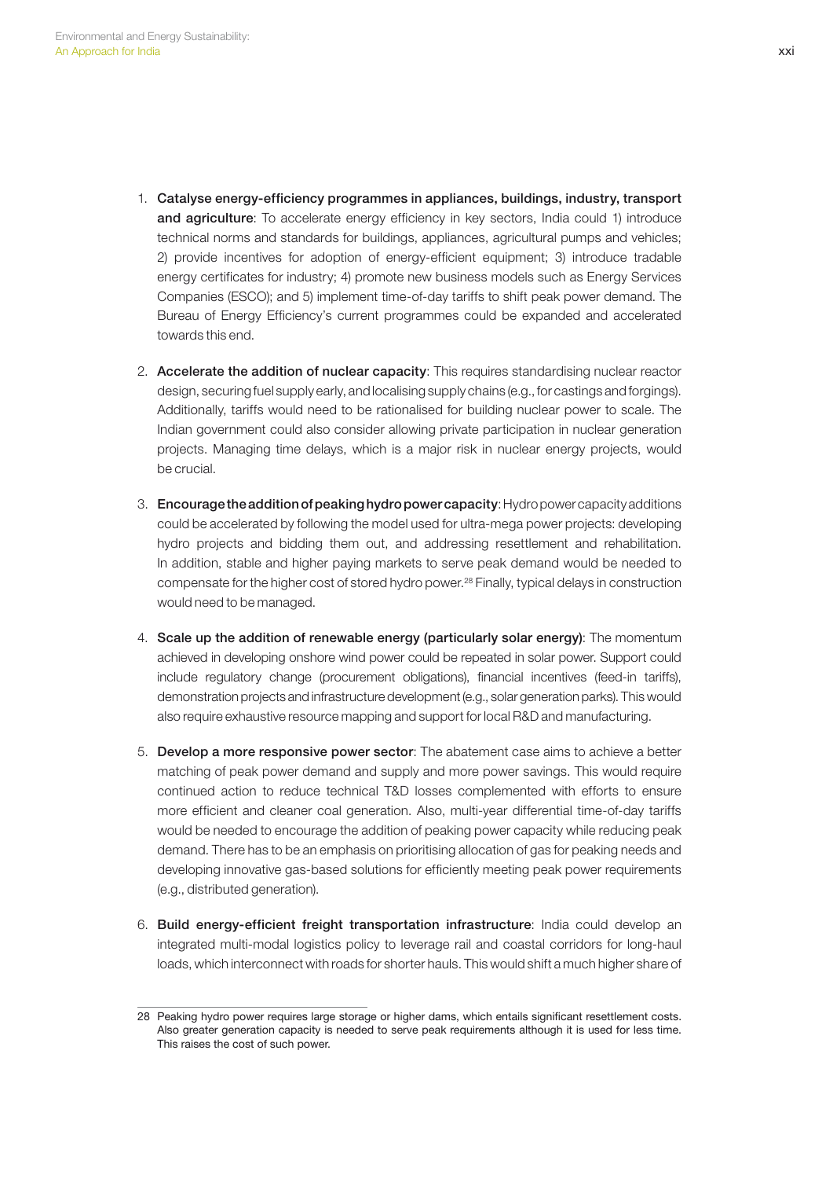1. **Catalyse energy-efficiency programmes in appliances, buildings, industry, transport and agriculture**: To accelerate energy efficiency in key sectors, India could 1) introduce technical norms and standards for buildings, appliances, agricultural pumps and vehicles; 2) provide incentives for adoption of energy-efficient equipment; 3) introduce tradable energy certificates for industry; 4) promote new business models such as Energy Services Companies (ESCO); and 5) implement time-of-day tariffs to shift peak power demand. The Bureau of Energy Efficiency's current programmes could be expanded and accelerated towards this end.

2. **Accelerate the addition of nuclear capacity**: This requires standardising nuclear reactor design, securing fuel supply early, and localising supply chains (e.g., for castings and forgings). Additionally, tariffs would need to be rationalised for building nuclear power to scale. The Indian government could also consider allowing private participation in nuclear generation projects. Managing time delays, which is a major risk in nuclear energy projects, would be crucial.

3. **Encourage the addition of peaking hydro power capacity**: Hydro power capacity additions could be accelerated by following the model used for ultra-mega power projects: developing hydro projects and bidding them out, and addressing resettlement and rehabilitation. In addition, stable and higher paying markets to serve peak demand would be needed to compensate for the higher cost of stored hydro power.[28] Finally, typical delays in construction would need to be managed.

4. **Scale up the addition of renewable energy (particularly solar energy)**: The momentum achieved in developing onshore wind power could be repeated in solar power. Support could include regulatory change (procurement obligations), financial incentives (feed-in tariffs), demonstration projects and infrastructure development (e.g., solar generation parks). This would also require exhaustive resource mapping and support for local R&D and manufacturing.

5. **Develop a more responsive power sector**: The abatement case aims to achieve a better matching of peak power demand and supply and more power savings. This would require continued action to reduce technical T&D losses complemented with efforts to ensure more efficient and cleaner coal generation. Also, multi-year differential time-of-day tariffs would be needed to encourage the addition of peaking power capacity while reducing peak demand. There has to be an emphasis on prioritising allocation of gas for peaking needs and developing innovative gas-based solutions for efficiently meeting peak power requirements (e.g., distributed generation).

6. **Build energy-efficient freight transportation infrastructure**: India could develop an integrated multi-modal logistics policy to leverage rail and coastal corridors for long-haul loads, which interconnect with roads for shorter hauls. This would shift a much higher share of

---

28 Peaking hydro power requires large storage or higher dams, which entails significant resettlement costs. Also greater generation capacity is needed to serve peak requirements although it is used for less time. This raises the cost of such power.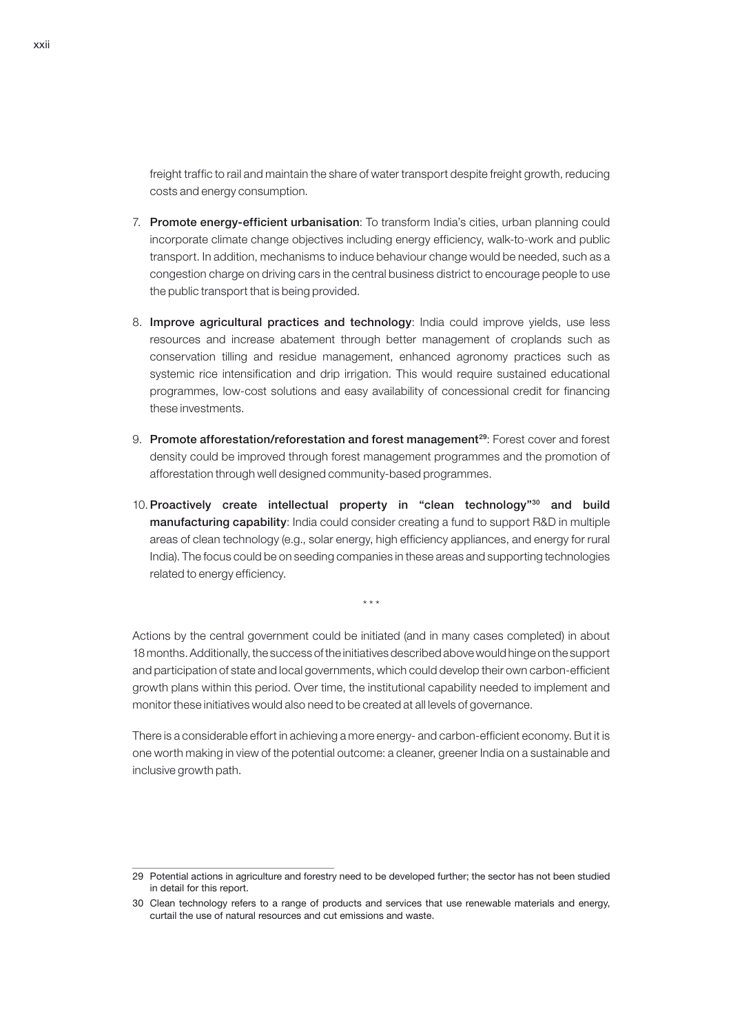freight traffic to rail and maintain the share of water transport despite freight growth, reducing costs and energy consumption.

7. **Promote energy-efficient urbanisation**: To transform India's cities, urban planning could incorporate climate change objectives including energy efficiency, walk-to-work and public transport. In addition, mechanisms to induce behaviour change would be needed, such as a congestion charge on driving cars in the central business district to encourage people to use the public transport that is being provided.

8. **Improve agricultural practices and technology**: India could improve yields, use less resources and increase abatement through better management of croplands such as conservation tilling and residue management, enhanced agronomy practices such as systemic rice intensification and drip irrigation. This would require sustained educational programmes, low-cost solutions and easy availability of concessional credit for financing these investments.

9. **Promote afforestation/reforestation and forest management**[29]: Forest cover and forest density could be improved through forest management programmes and the promotion of afforestation through well designed community-based programmes.

10. **Proactively create intellectual property in "clean technology"**[30] **and build manufacturing capability**: India could consider creating a fund to support R&D in multiple areas of clean technology (e.g., solar energy, high efficiency appliances, and energy for rural India). The focus could be on seeding companies in these areas and supporting technologies related to energy efficiency.

\* \* \*

Actions by the central government could be initiated (and in many cases completed) in about 18 months. Additionally, the success of the initiatives described above would hinge on the support and participation of state and local governments, which could develop their own carbon-efficient growth plans within this period. Over time, the institutional capability needed to implement and monitor these initiatives would also need to be created at all levels of governance.

There is a considerable effort in achieving a more energy- and carbon-efficient economy. But it is one worth making in view of the potential outcome: a cleaner, greener India on a sustainable and inclusive growth path.

---

29 Potential actions in agriculture and forestry need to be developed further; the sector has not been studied in detail for this report.

30 Clean technology refers to a range of products and services that use renewable materials and energy, curtail the use of natural resources and cut emissions and waste.